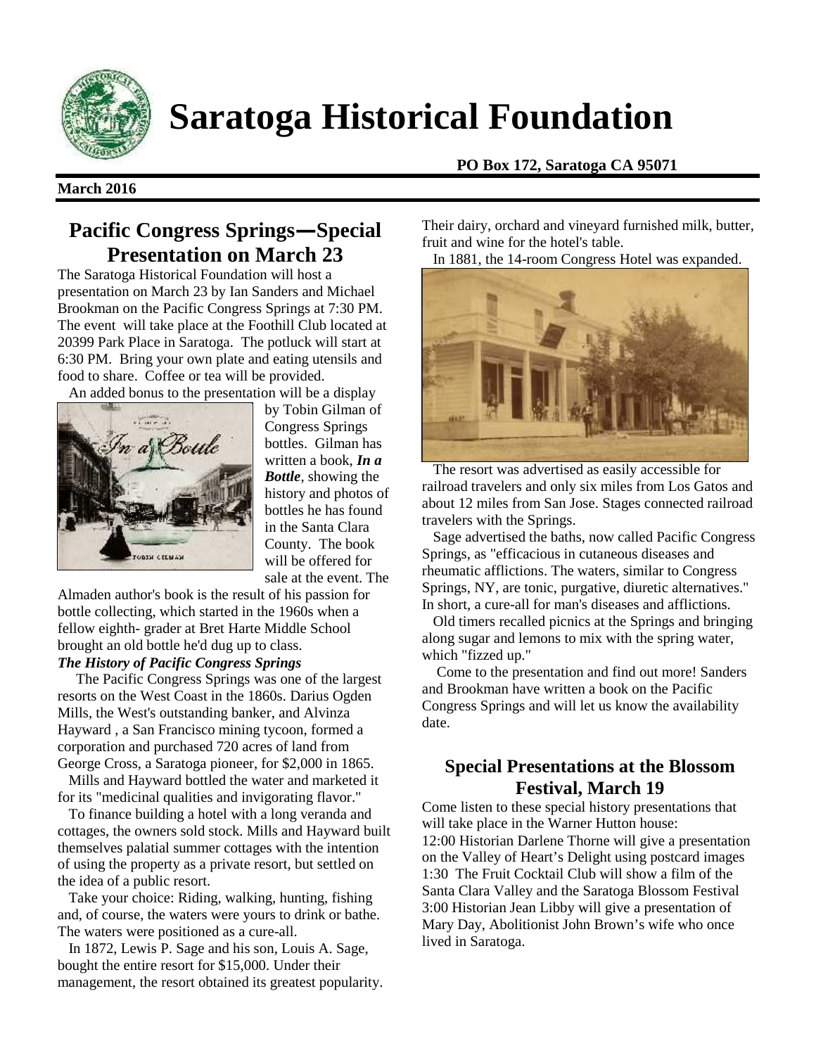# Saratoga Historical Foundation

**PO Box 172, Saratoga CA 95071**

**March 2016**

## Pacific Congress Springs—Special Presentation on March 23

The Saratoga Historical Foundation will host a presentation on March 23 by Ian Sanders and Michael Brookman on the Pacific Congress Springs at 7:30 PM. The event will take place at the Foothill Club located at 20399 Park Place in Saratoga. The potluck will start at 6:30 PM. Bring your own plate and eating utensils and food to share. Coffee or tea will be provided.

An added bonus to the presentation will be a display by Tobin Gilman of Congress Springs bottles. Gilman has written a book, ***In a Bottle***, showing the history and photos of bottles he has found in the Santa Clara County. The book will be offered for sale at the event. The Almaden author's book is the result of his passion for bottle collecting, which started in the 1960s when a fellow eighth- grader at Bret Harte Middle School brought an old bottle he'd dug up to class.

***The History of Pacific Congress Springs***

The Pacific Congress Springs was one of the largest resorts on the West Coast in the 1860s. Darius Ogden Mills, the West's outstanding banker, and Alvinza Hayward , a San Francisco mining tycoon, formed a corporation and purchased 720 acres of land from George Cross, a Saratoga pioneer, for $2,000 in 1865.

Mills and Hayward bottled the water and marketed it for its "medicinal qualities and invigorating flavor."

To finance building a hotel with a long veranda and cottages, the owners sold stock. Mills and Hayward built themselves palatial summer cottages with the intention of using the property as a private resort, but settled on the idea of a public resort.

Take your choice: Riding, walking, hunting, fishing and, of course, the waters were yours to drink or bathe. The waters were positioned as a cure-all.

In 1872, Lewis P. Sage and his son, Louis A. Sage, bought the entire resort for $15,000. Under their management, the resort obtained its greatest popularity. Their dairy, orchard and vineyard furnished milk, butter, fruit and wine for the hotel's table.

In 1881, the 14-room Congress Hotel was expanded.

The resort was advertised as easily accessible for railroad travelers and only six miles from Los Gatos and about 12 miles from San Jose. Stages connected railroad travelers with the Springs.

Sage advertised the baths, now called Pacific Congress Springs, as "efficacious in cutaneous diseases and rheumatic afflictions. The waters, similar to Congress Springs, NY, are tonic, purgative, diuretic alternatives." In short, a cure-all for man's diseases and afflictions.

Old timers recalled picnics at the Springs and bringing along sugar and lemons to mix with the spring water, which "fizzed up."

Come to the presentation and find out more! Sanders and Brookman have written a book on the Pacific Congress Springs and will let us know the availability date.

## Special Presentations at the Blossom Festival, March 19

Come listen to these special history presentations that will take place in the Warner Hutton house:

12:00 Historian Darlene Thorne will give a presentation on the Valley of Heart's Delight using postcard images

1:30 The Fruit Cocktail Club will show a film of the Santa Clara Valley and the Saratoga Blossom Festival

3:00 Historian Jean Libby will give a presentation of Mary Day, Abolitionist John Brown's wife who once lived in Saratoga.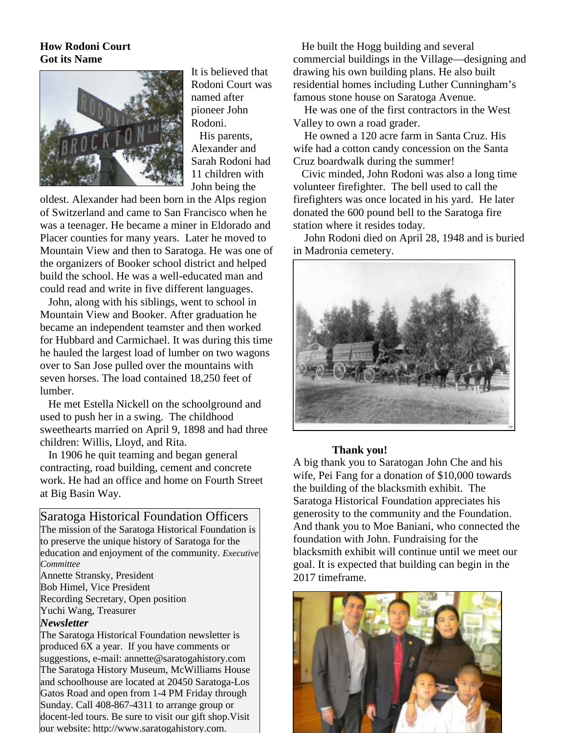## How Rodoni Court Got its Name

It is believed that Rodoni Court was named after pioneer John Rodoni.

His parents, Alexander and Sarah Rodoni had 11 children with John being the oldest. Alexander had been born in the Alps region of Switzerland and came to San Francisco when he was a teenager. He became a miner in Eldorado and Placer counties for many years. Later he moved to Mountain View and then to Saratoga. He was one of the organizers of Booker school district and helped build the school. He was a well-educated man and could read and write in five different languages.

John, along with his siblings, went to school in Mountain View and Booker. After graduation he became an independent teamster and then worked for Hubbard and Carmichael. It was during this time he hauled the largest load of lumber on two wagons over to San Jose pulled over the mountains with seven horses. The load contained 18,250 feet of lumber.

He met Estella Nickell on the schoolground and used to push her in a swing. The childhood sweethearts married on April 9, 1898 and had three children: Willis, Lloyd, and Rita.

In 1906 he quit teaming and began general contracting, road building, cement and concrete work. He had an office and home on Fourth Street at Big Basin Way.

He built the Hogg building and several commercial buildings in the Village—designing and drawing his own building plans. He also built residential homes including Luther Cunningham's famous stone house on Saratoga Avenue.

He was one of the first contractors in the West Valley to own a road grader.

He owned a 120 acre farm in Santa Cruz. His wife had a cotton candy concession on the Santa Cruz boardwalk during the summer!

Civic minded, John Rodoni was also a long time volunteer firefighter. The bell used to call the firefighters was once located in his yard. He later donated the 600 pound bell to the Saratoga fire station where it resides today.

John Rodoni died on April 28, 1948 and is buried in Madronia cemetery.

### Saratoga Historical Foundation Officers

The mission of the Saratoga Historical Foundation is to preserve the unique history of Saratoga for the education and enjoyment of the community. *Executive Committee*

Annette Stransky, President
Bob Himel, Vice President
Recording Secretary, Open position
Yuchi Wang, Treasurer

***Newsletter***

The Saratoga Historical Foundation newsletter is produced 6X a year. If you have comments or suggestions, e-mail: annette@saratogahistory.com
The Saratoga History Museum, McWilliams House and schoolhouse are located at 20450 Saratoga-Los Gatos Road and open from 1-4 PM Friday through Sunday. Call 408-867-4311 to arrange group or docent-led tours. Be sure to visit our gift shop. Visit our website: http://www.saratogahistory.com.

### Thank you!

A big thank you to Saratogan John Che and his wife, Pei Fang for a donation of $10,000 towards the building of the blacksmith exhibit. The Saratoga Historical Foundation appreciates his generosity to the community and the Foundation. And thank you to Moe Baniani, who connected the foundation with John. Fundraising for the blacksmith exhibit will continue until we meet our goal. It is expected that building can begin in the 2017 timeframe.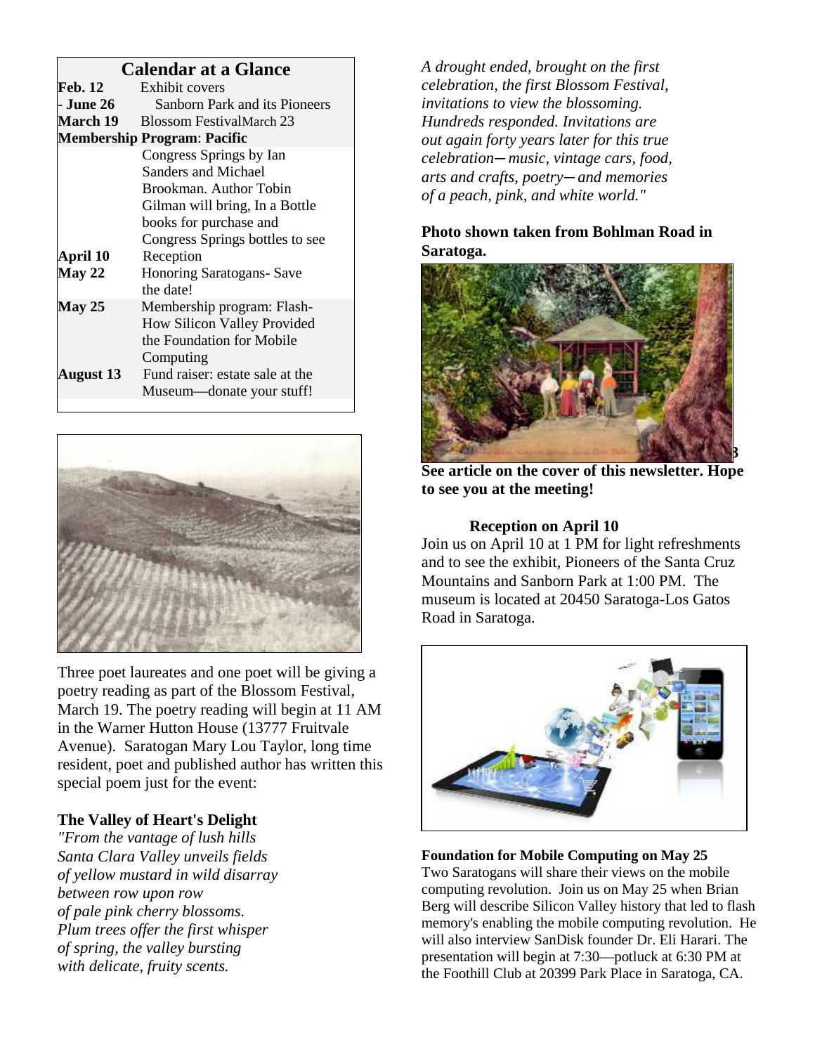## Calendar at a Glance

| | |
|---|---|
| **Feb. 12 - June 26** | Exhibit covers Sanborn Park and its Pioneers |
| **March 19** | Blossom Festival March 23 |
| **Membership Program**: **Pacific** | Congress Springs by Ian Sanders and Michael Brookman. Author Tobin Gilman will bring, In a Bottle books for purchase and Congress Springs bottles to see |
| **April 10** | Reception |
| **May 22** | Honoring Saratogans- Save the date! |
| **May 25** | Membership program: Flash- How Silicon Valley Provided the Foundation for Mobile Computing |
| **August 13** | Fund raiser: estate sale at the Museum—donate your stuff! |

Three poet laureates and one poet will be giving a poetry reading as part of the Blossom Festival, March 19. The poetry reading will begin at 11 AM in the Warner Hutton House (13777 Fruitvale Avenue). Saratogan Mary Lou Taylor, long time resident, poet and published author has written this special poem just for the event:

**The Valley of Heart's Delight**

*"From the vantage of lush hills*
*Santa Clara Valley unveils fields*
*of yellow mustard in wild disarray*
*between row upon row*
*of pale pink cherry blossoms.*
*Plum trees offer the first whisper*
*of spring, the valley bursting*
*with delicate, fruity scents.*

*A drought ended, brought on the first*
*celebration, the first Blossom Festival,*
*invitations to view the blossoming.*
*Hundreds responded. Invitations are*
*out again forty years later for this true*
*celebration— music, vintage cars, food,*
*arts and crafts, poetry— and memories*
*of a peach, pink, and white world."*

**Photo shown taken from Bohlman Road in Saratoga.**

**See article on the cover of this newsletter. Hope to see you at the meeting!**

**Reception on April 10**

Join us on April 10 at 1 PM for light refreshments and to see the exhibit, Pioneers of the Santa Cruz Mountains and Sanborn Park at 1:00 PM. The museum is located at 20450 Saratoga-Los Gatos Road in Saratoga.

**Foundation for Mobile Computing on May 25**

Two Saratogans will share their views on the mobile computing revolution. Join us on May 25 when Brian Berg will describe Silicon Valley history that led to flash memory's enabling the mobile computing revolution. He will also interview SanDisk founder Dr. Eli Harari. The presentation will begin at 7:30—potluck at 6:30 PM at the Foothill Club at 20399 Park Place in Saratoga, CA.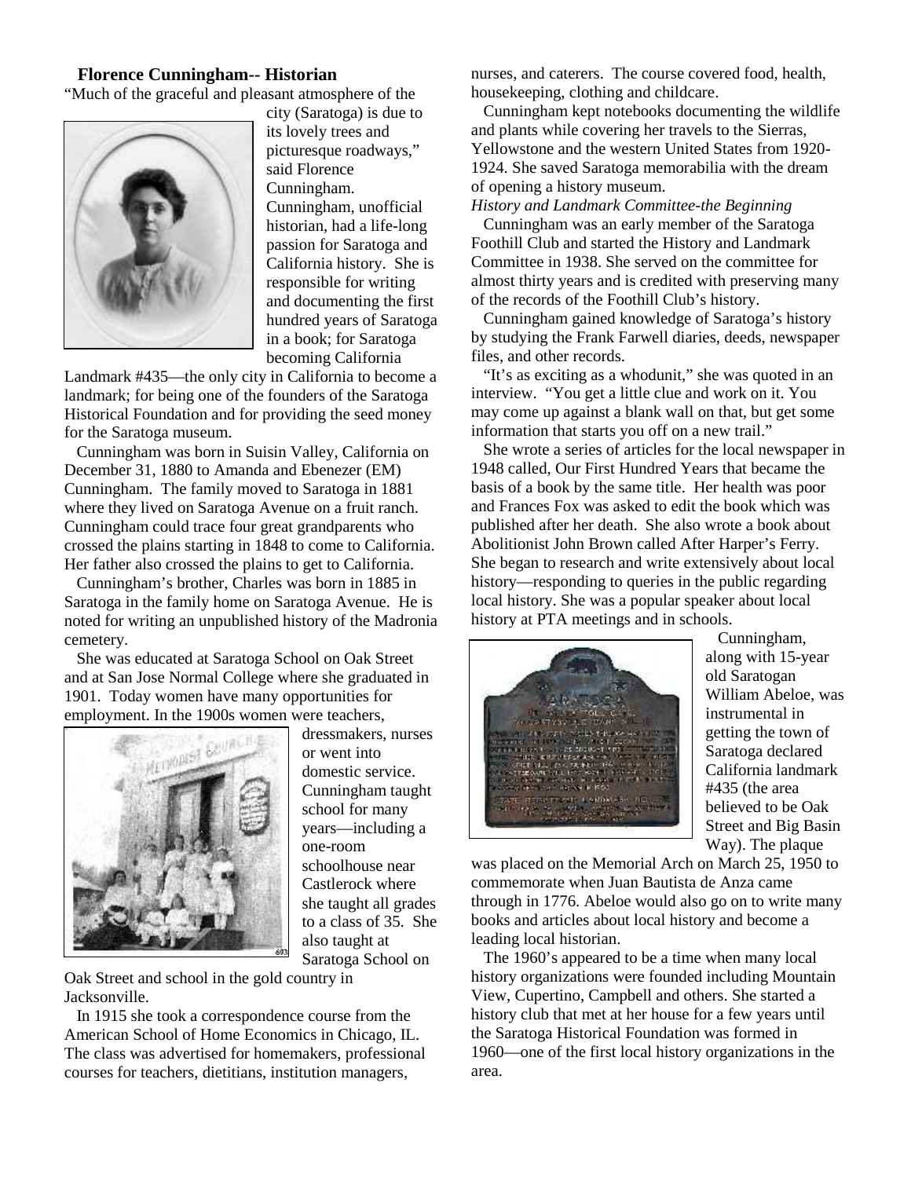## Florence Cunningham-- Historian

"Much of the graceful and pleasant atmosphere of the city (Saratoga) is due to its lovely trees and picturesque roadways," said Florence Cunningham. Cunningham, unofficial historian, had a life-long passion for Saratoga and California history. She is responsible for writing and documenting the first hundred years of Saratoga in a book; for Saratoga becoming California Landmark #435—the only city in California to become a landmark; for being one of the founders of the Saratoga Historical Foundation and for providing the seed money for the Saratoga museum.

Cunningham was born in Suisin Valley, California on December 31, 1880 to Amanda and Ebenezer (EM) Cunningham. The family moved to Saratoga in 1881 where they lived on Saratoga Avenue on a fruit ranch. Cunningham could trace four great grandparents who crossed the plains starting in 1848 to come to California. Her father also crossed the plains to get to California.

Cunningham's brother, Charles was born in 1885 in Saratoga in the family home on Saratoga Avenue. He is noted for writing an unpublished history of the Madronia cemetery.

She was educated at Saratoga School on Oak Street and at San Jose Normal College where she graduated in 1901. Today women have many opportunities for employment. In the 1900s women were teachers, dressmakers, nurses or went into domestic service. Cunningham taught school for many years—including a one-room schoolhouse near Castlerock where she taught all grades to a class of 35. She also taught at Saratoga School on Oak Street and school in the gold country in Jacksonville.

In 1915 she took a correspondence course from the American School of Home Economics in Chicago, IL. The class was advertised for homemakers, professional courses for teachers, dietitians, institution managers, nurses, and caterers. The course covered food, health, housekeeping, clothing and childcare.

Cunningham kept notebooks documenting the wildlife and plants while covering her travels to the Sierras, Yellowstone and the western United States from 1920-1924. She saved Saratoga memorabilia with the dream of opening a history museum.

*History and Landmark Committee-the Beginning*

Cunningham was an early member of the Saratoga Foothill Club and started the History and Landmark Committee in 1938. She served on the committee for almost thirty years and is credited with preserving many of the records of the Foothill Club's history.

Cunningham gained knowledge of Saratoga's history by studying the Frank Farwell diaries, deeds, newspaper files, and other records.

"It's as exciting as a whodunit," she was quoted in an interview. "You get a little clue and work on it. You may come up against a blank wall on that, but get some information that starts you off on a new trail."

She wrote a series of articles for the local newspaper in 1948 called, Our First Hundred Years that became the basis of a book by the same title. Her health was poor and Frances Fox was asked to edit the book which was published after her death. She also wrote a book about Abolitionist John Brown called After Harper's Ferry. She began to research and write extensively about local history—responding to queries in the public regarding local history. She was a popular speaker about local history at PTA meetings and in schools.

Cunningham, along with 15-year old Saratogan William Abeloe, was instrumental in getting the town of Saratoga declared California landmark #435 (the area believed to be Oak Street and Big Basin Way). The plaque was placed on the Memorial Arch on March 25, 1950 to commemorate when Juan Bautista de Anza came through in 1776. Abeloe would also go on to write many books and articles about local history and become a leading local historian.

The 1960's appeared to be a time when many local history organizations were founded including Mountain View, Cupertino, Campbell and others. She started a history club that met at her house for a few years until the Saratoga Historical Foundation was formed in 1960—one of the first local history organizations in the area.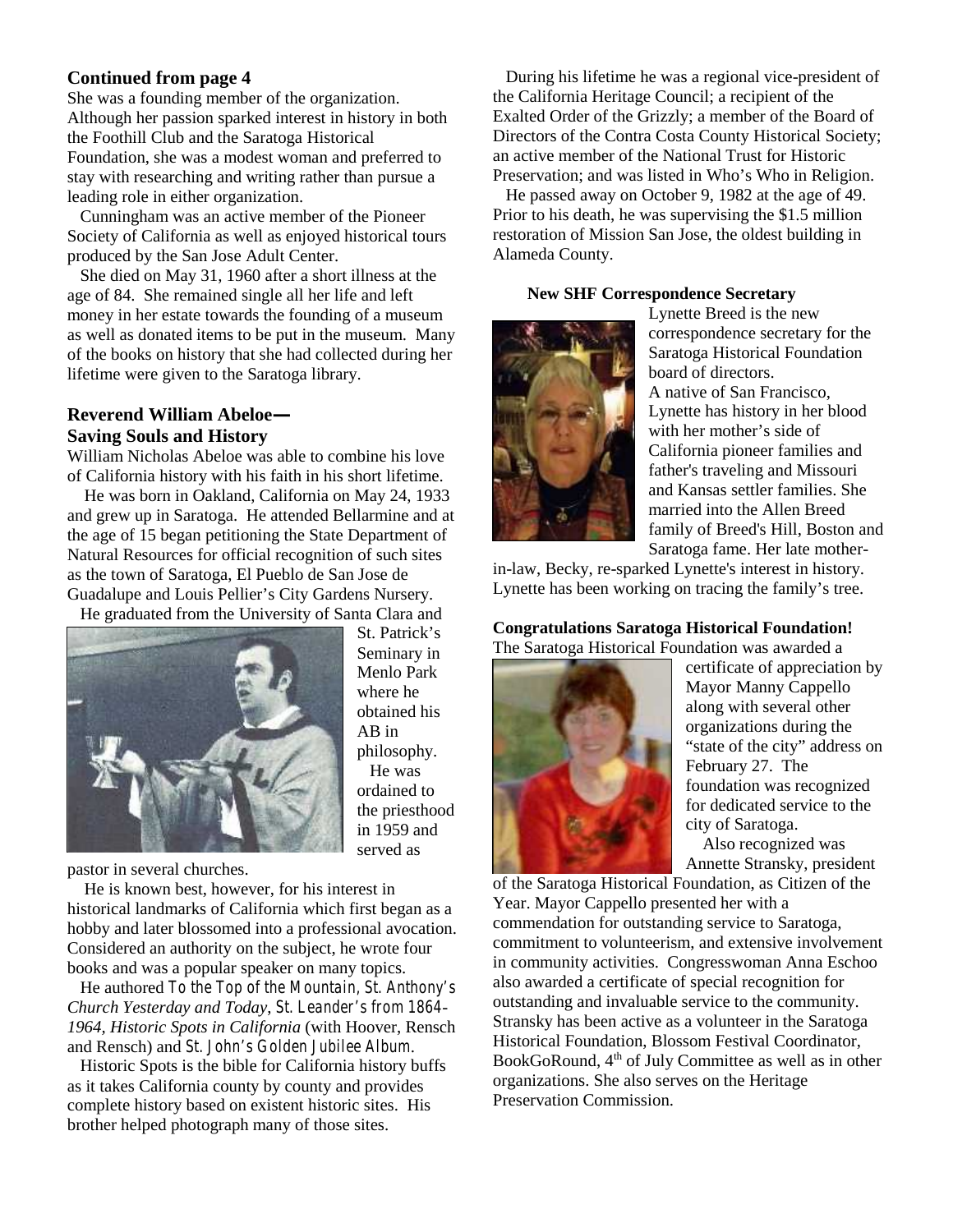**Continued from page 4**

She was a founding member of the organization. Although her passion sparked interest in history in both the Foothill Club and the Saratoga Historical Foundation, she was a modest woman and preferred to stay with researching and writing rather than pursue a leading role in either organization.

Cunningham was an active member of the Pioneer Society of California as well as enjoyed historical tours produced by the San Jose Adult Center.

She died on May 31, 1960 after a short illness at the age of 84. She remained single all her life and left money in her estate towards the founding of a museum as well as donated items to be put in the museum. Many of the books on history that she had collected during her lifetime were given to the Saratoga library.

### Reverend William Abeloe— Saving Souls and History

William Nicholas Abeloe was able to combine his love of California history with his faith in his short lifetime.

He was born in Oakland, California on May 24, 1933 and grew up in Saratoga. He attended Bellarmine and at the age of 15 began petitioning the State Department of Natural Resources for official recognition of such sites as the town of Saratoga, El Pueblo de San Jose de Guadalupe and Louis Pellier's City Gardens Nursery.

He graduated from the University of Santa Clara and St. Patrick's Seminary in Menlo Park where he obtained his AB in philosophy.

He was ordained to the priesthood in 1959 and served as pastor in several churches.

He is known best, however, for his interest in historical landmarks of California which first began as a hobby and later blossomed into a professional avocation. Considered an authority on the subject, he wrote four books and was a popular speaker on many topics.

He authored *To the Top of the Mountain, St. Anthony's Church Yesterday and Today*, *St. Leander's from 1864-1964*, *Historic Spots in California* (with Hoover, Rensch and Rensch) and *St. John's Golden Jubilee Album.*

Historic Spots is the bible for California history buffs as it takes California county by county and provides complete history based on existent historic sites. His brother helped photograph many of those sites.

During his lifetime he was a regional vice-president of the California Heritage Council; a recipient of the Exalted Order of the Grizzly; a member of the Board of Directors of the Contra Costa County Historical Society; an active member of the National Trust for Historic Preservation; and was listed in Who's Who in Religion.

He passed away on October 9, 1982 at the age of 49. Prior to his death, he was supervising the $1.5 million restoration of Mission San Jose, the oldest building in Alameda County.

**New SHF Correspondence Secretary**

Lynette Breed is the new correspondence secretary for the Saratoga Historical Foundation board of directors.

A native of San Francisco, Lynette has history in her blood with her mother's side of California pioneer families and father's traveling and Missouri and Kansas settler families. She married into the Allen Breed family of Breed's Hill, Boston and Saratoga fame. Her late mother-in-law, Becky, re-sparked Lynette's interest in history. Lynette has been working on tracing the family's tree.

**Congratulations Saratoga Historical Foundation!**

The Saratoga Historical Foundation was awarded a certificate of appreciation by Mayor Manny Cappello along with several other organizations during the "state of the city" address on February 27. The foundation was recognized for dedicated service to the city of Saratoga.

Also recognized was Annette Stransky, president of the Saratoga Historical Foundation, as Citizen of the Year. Mayor Cappello presented her with a commendation for outstanding service to Saratoga, commitment to volunteerism, and extensive involvement in community activities. Congresswoman Anna Eschoo also awarded a certificate of special recognition for outstanding and invaluable service to the community. Stransky has been active as a volunteer in the Saratoga Historical Foundation, Blossom Festival Coordinator, BookGoRound, 4th of July Committee as well as in other organizations. She also serves on the Heritage Preservation Commission.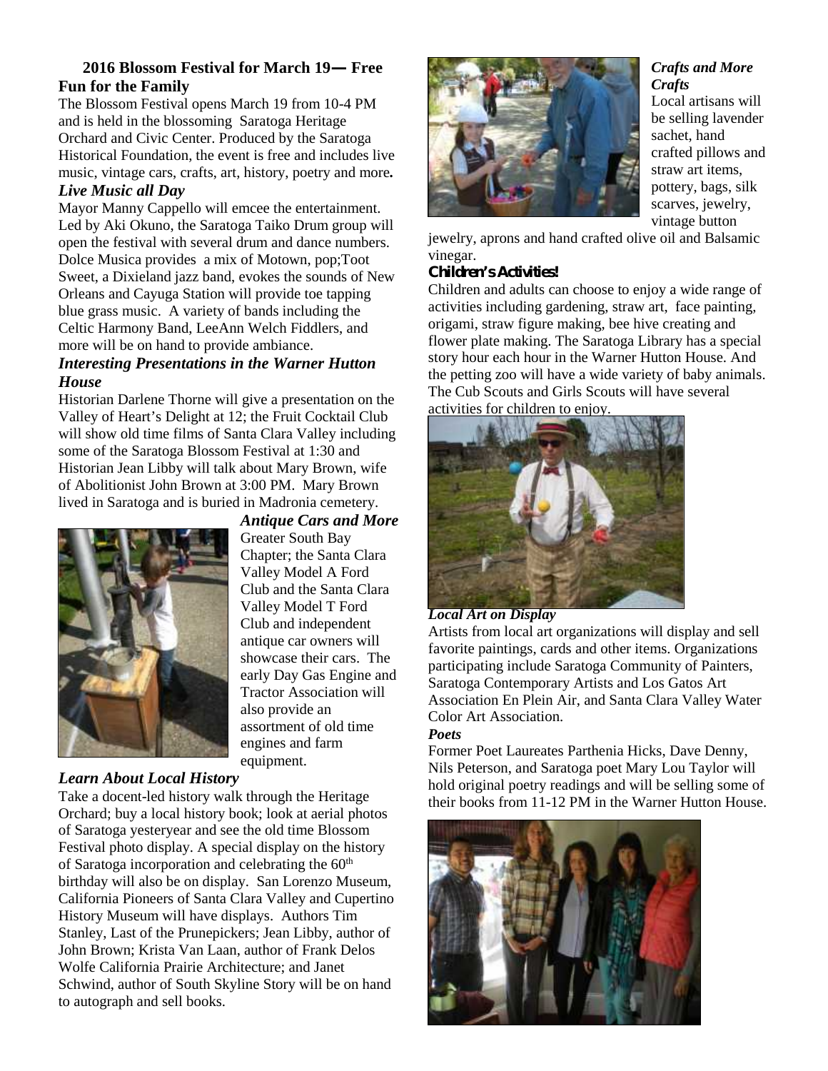## 2016 Blossom Festival for March 19— Free Fun for the Family

The Blossom Festival opens March 19 from 10-4 PM and is held in the blossoming Saratoga Heritage Orchard and Civic Center. Produced by the Saratoga Historical Foundation, the event is free and includes live music, vintage cars, crafts, art, history, poetry and more**.**

### *Live Music all Day*

Mayor Manny Cappello will emcee the entertainment. Led by Aki Okuno, the Saratoga Taiko Drum group will open the festival with several drum and dance numbers. Dolce Musica provides a mix of Motown, pop;Toot Sweet, a Dixieland jazz band, evokes the sounds of New Orleans and Cayuga Station will provide toe tapping blue grass music. A variety of bands including the Celtic Harmony Band, LeeAnn Welch Fiddlers, and more will be on hand to provide ambiance.

### *Interesting Presentations in the Warner Hutton House*

Historian Darlene Thorne will give a presentation on the Valley of Heart's Delight at 12; the Fruit Cocktail Club will show old time films of Santa Clara Valley including some of the Saratoga Blossom Festival at 1:30 and Historian Jean Libby will talk about Mary Brown, wife of Abolitionist John Brown at 3:00 PM. Mary Brown lived in Saratoga and is buried in Madronia cemetery.

### *Antique Cars and More*

Greater South Bay Chapter; the Santa Clara Valley Model A Ford Club and the Santa Clara Valley Model T Ford Club and independent antique car owners will showcase their cars. The early Day Gas Engine and Tractor Association will also provide an assortment of old time engines and farm equipment.

### *Learn About Local History*

Take a docent-led history walk through the Heritage Orchard; buy a local history book; look at aerial photos of Saratoga yesteryear and see the old time Blossom Festival photo display. A special display on the history of Saratoga incorporation and celebrating the 60th birthday will also be on display. San Lorenzo Museum, California Pioneers of Santa Clara Valley and Cupertino History Museum will have displays. Authors Tim Stanley, Last of the Prunepickers; Jean Libby, author of John Brown; Krista Van Laan, author of Frank Delos Wolfe California Prairie Architecture; and Janet Schwind, author of South Skyline Story will be on hand to autograph and sell books.

### *Crafts and More Crafts*

Local artisans will be selling lavender sachet, hand crafted pillows and straw art items, pottery, bags, silk scarves, jewelry, vintage button jewelry, aprons and hand crafted olive oil and Balsamic vinegar.

### Children's Activities!

Children and adults can choose to enjoy a wide range of activities including gardening, straw art, face painting, origami, straw figure making, bee hive creating and flower plate making. The Saratoga Library has a special story hour each hour in the Warner Hutton House. And the petting zoo will have a wide variety of baby animals. The Cub Scouts and Girls Scouts will have several activities for children to enjoy.

### *Local Art on Display*

Artists from local art organizations will display and sell favorite paintings, cards and other items. Organizations participating include Saratoga Community of Painters, Saratoga Contemporary Artists and Los Gatos Art Association En Plein Air, and Santa Clara Valley Water Color Art Association.

### *Poets*

Former Poet Laureates Parthenia Hicks, Dave Denny, Nils Peterson, and Saratoga poet Mary Lou Taylor will hold original poetry readings and will be selling some of their books from 11-12 PM in the Warner Hutton House.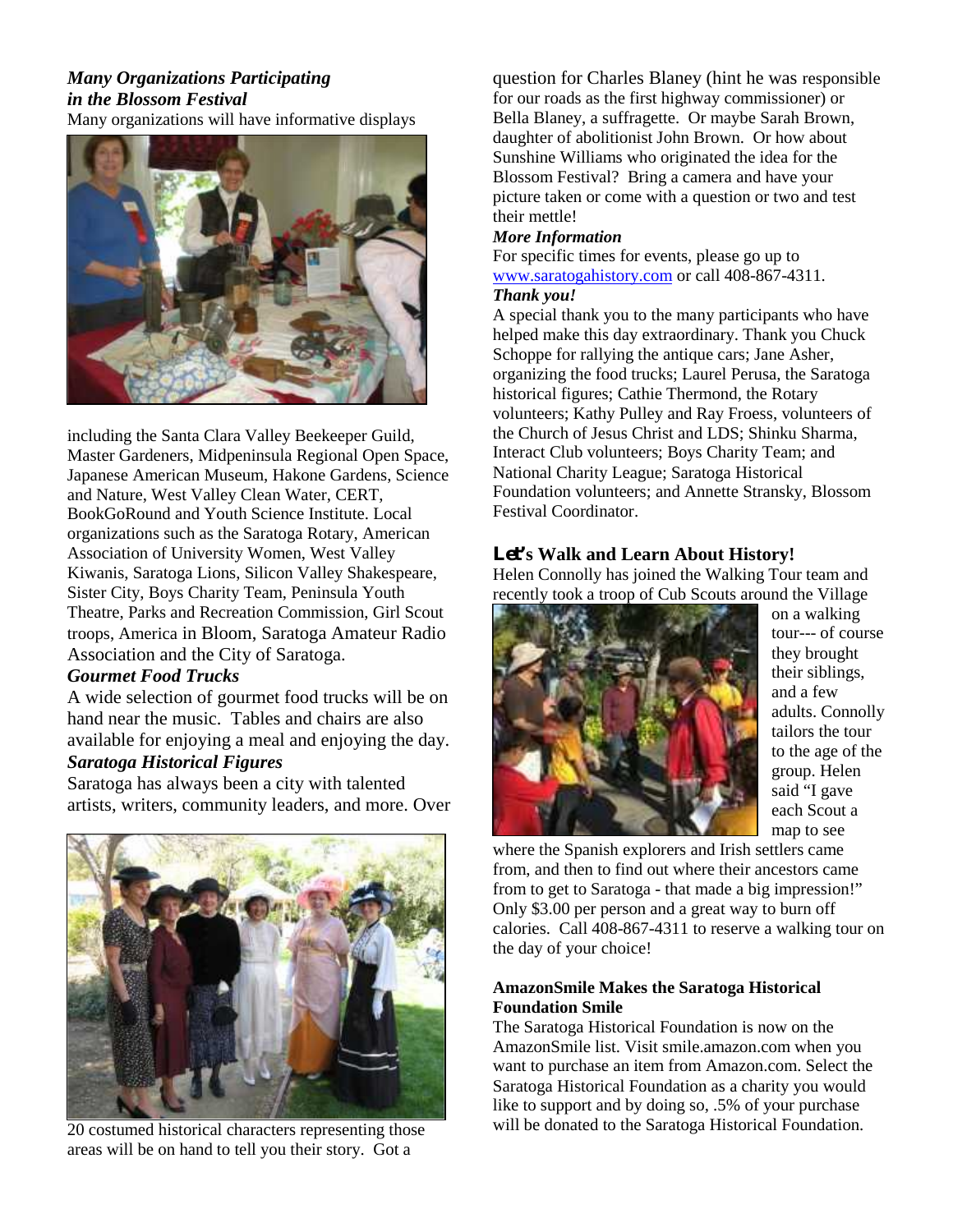### *Many Organizations Participating in the Blossom Festival*

Many organizations will have informative displays including the Santa Clara Valley Beekeeper Guild, Master Gardeners, Midpeninsula Regional Open Space, Japanese American Museum, Hakone Gardens, Science and Nature, West Valley Clean Water, CERT, BookGoRound and Youth Science Institute. Local organizations such as the Saratoga Rotary, American Association of University Women, West Valley Kiwanis, Saratoga Lions, Silicon Valley Shakespeare, Sister City, Boys Charity Team, Peninsula Youth Theatre, Parks and Recreation Commission, Girl Scout troops, America in Bloom, Saratoga Amateur Radio Association and the City of Saratoga.

### *Gourmet Food Trucks*

A wide selection of gourmet food trucks will be on hand near the music. Tables and chairs are also available for enjoying a meal and enjoying the day.

### *Saratoga Historical Figures*

Saratoga has always been a city with talented artists, writers, community leaders, and more. Over 20 costumed historical characters representing those areas will be on hand to tell you their story. Got a question for Charles Blaney (hint he was responsible for our roads as the first highway commissioner) or Bella Blaney, a suffragette. Or maybe Sarah Brown, daughter of abolitionist John Brown. Or how about Sunshine Williams who originated the idea for the Blossom Festival? Bring a camera and have your picture taken or come with a question or two and test their mettle!

### *More Information*

For specific times for events, please go up to www.saratogahistory.com or call 408-867-4311.

### *Thank you!*

A special thank you to the many participants who have helped make this day extraordinary. Thank you Chuck Schoppe for rallying the antique cars; Jane Asher, organizing the food trucks; Laurel Perusa, the Saratoga historical figures; Cathie Thermond, the Rotary volunteers; Kathy Pulley and Ray Froess, volunteers of the Church of Jesus Christ and LDS; Shinku Sharma, Interact Club volunteers; Boys Charity Team; and National Charity League; Saratoga Historical Foundation volunteers; and Annette Stransky, Blossom Festival Coordinator.

## Let's Walk and Learn About History!

Helen Connolly has joined the Walking Tour team and recently took a troop of Cub Scouts around the Village on a walking tour--- of course they brought their siblings, and a few adults. Connolly tailors the tour to the age of the group. Helen said "I gave each Scout a map to see where the Spanish explorers and Irish settlers came from, and then to find out where their ancestors came from to get to Saratoga - that made a big impression!" Only $3.00 per person and a great way to burn off calories. Call 408-867-4311 to reserve a walking tour on the day of your choice!

### AmazonSmile Makes the Saratoga Historical Foundation Smile

The Saratoga Historical Foundation is now on the AmazonSmile list. Visit smile.amazon.com when you want to purchase an item from Amazon.com. Select the Saratoga Historical Foundation as a charity you would like to support and by doing so, .5% of your purchase will be donated to the Saratoga Historical Foundation.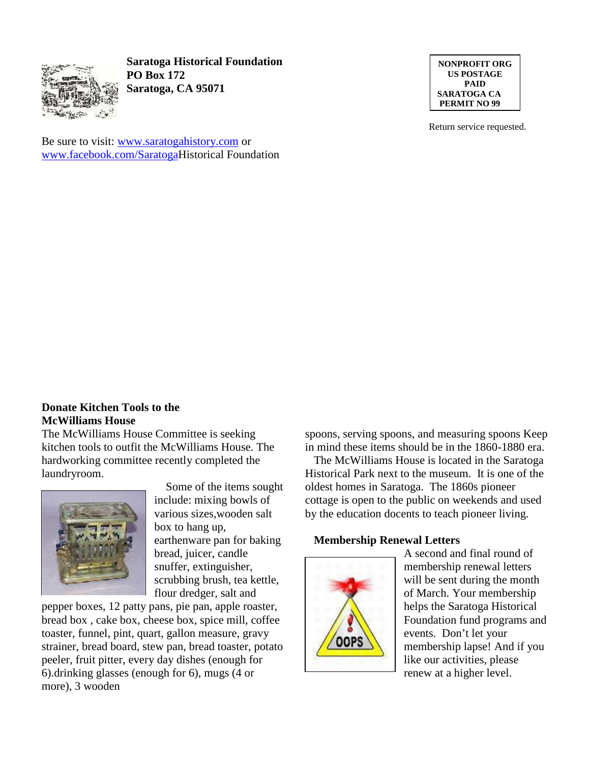**Saratoga Historical Foundation**
**PO Box 172**
**Saratoga, CA 95071**

**NONPROFIT ORG**
**US POSTAGE**
**PAID**
**SARATOGA CA**
**PERMIT NO 99**

Return service requested.

Be sure to visit: www.saratogahistory.com or www.facebook.com/SaratogaHistorical Foundation

## Donate Kitchen Tools to the McWilliams House

The McWilliams House Committee is seeking kitchen tools to outfit the McWilliams House. The hardworking committee recently completed the laundryroom.

Some of the items sought include: mixing bowls of various sizes,wooden salt box to hang up, earthenware pan for baking bread, juicer, candle snuffer, extinguisher, scrubbing brush, tea kettle, flour dredger, salt and pepper boxes, 12 patty pans, pie pan, apple roaster, bread box , cake box, cheese box, spice mill, coffee toaster, funnel, pint, quart, gallon measure, gravy strainer, bread board, stew pan, bread toaster, potato peeler, fruit pitter, every day dishes (enough for 6).drinking glasses (enough for 6), mugs (4 or more), 3 wooden spoons, serving spoons, and measuring spoons Keep in mind these items should be in the 1860-1880 era.

The McWilliams House is located in the Saratoga Historical Park next to the museum. It is one of the oldest homes in Saratoga. The 1860s pioneer cottage is open to the public on weekends and used by the education docents to teach pioneer living.

## Membership Renewal Letters

A second and final round of membership renewal letters will be sent during the month of March. Your membership helps the Saratoga Historical Foundation fund programs and events. Don't let your membership lapse! And if you like our activities, please renew at a higher level.